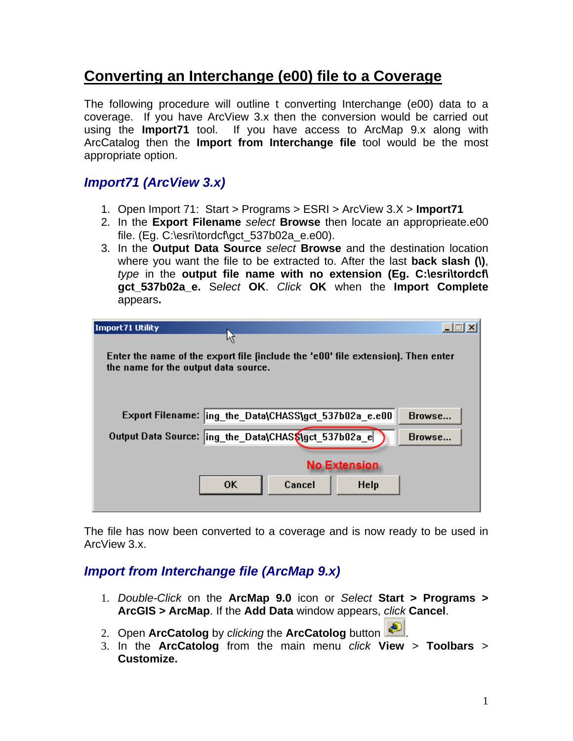# Converting an Interchange (e00) file to a Coverage

The following procedure will outline t converting Interchange (e00) data to a coverage. If you have ArcView 3.x then the conversion would be carried out using the **Import71** tool. If you have access to ArcMap 9.x along with ArcCatalog then the **Import from Interchange file** tool would be the most appropriate option.

## *Import71 (ArcView 3.x)*

1. Open Import 71: Start > Programs > ESRI > ArcView 3.X > **Import71**
2. In the **Export Filename** *select* **Browse** then locate an approprieate.e00 file. (Eg. C:\esri\tordcf\gct_537b02a_e.e00).
3. In the **Output Data Source** *select* **Browse** and the destination location where you want the file to be extracted to. After the last **back slash (\)**, *type* in the **output file name with no extension (Eg. C:\esri\tordcf\gct_537b02a_e.** *Select* **OK**. *Click* **OK** when the **Import Complete** appears**.**

The file has now been converted to a coverage and is now ready to be used in ArcView 3.x.

## *Import from Interchange file (ArcMap 9.x)*

1. *Double-Click* on the **ArcMap 9.0** icon or *Select* **Start > Programs > ArcGIS > ArcMap**. If the **Add Data** window appears, *click* **Cancel**.
2. Open **ArcCatalog** by *clicking* the **ArcCatalog** button .
3. In the **ArcCatalog** from the main menu *click* **View** > **Toolbars** > **Customize.**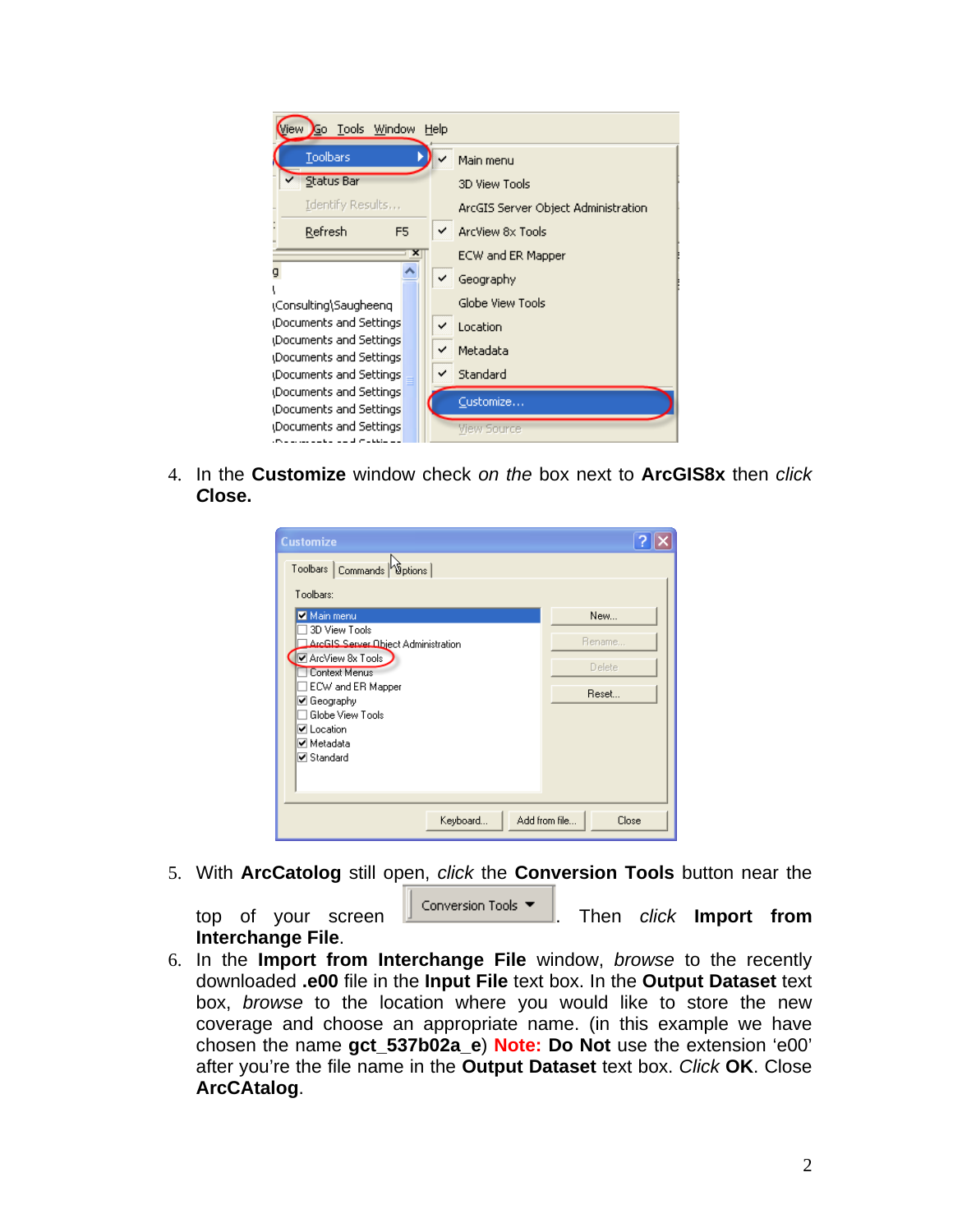4. In the **Customize** window check *on the* box next to **ArcGIS8x** then *click* **Close.**

5. With **ArcCatolog** still open, *click* the **Conversion Tools** button near the top of your screen . Then *click* **Import from Interchange File**.

6. In the **Import from Interchange File** window, *browse* to the recently downloaded **.e00** file in the **Input File** text box. In the **Output Dataset** text box, *browse* to the location where you would like to store the new coverage and choose an appropriate name. (in this example we have chosen the name **gct_537b02a_e**) **Note: Do Not** use the extension 'e00' after you're the file name in the **Output Dataset** text box. *Click* **OK**. Close **ArcCAtalog**.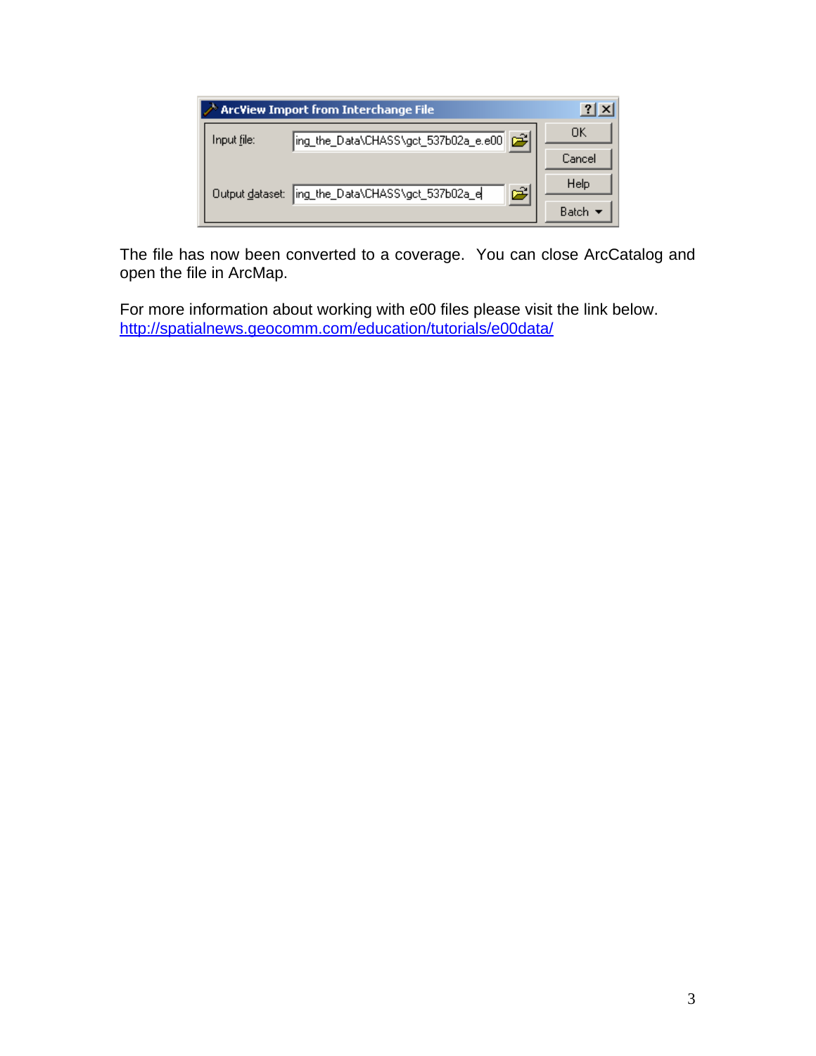The file has now been converted to a coverage. You can close ArcCatalog and open the file in ArcMap.

For more information about working with e00 files please visit the link below.
http://spatialnews.geocomm.com/education/tutorials/e00data/